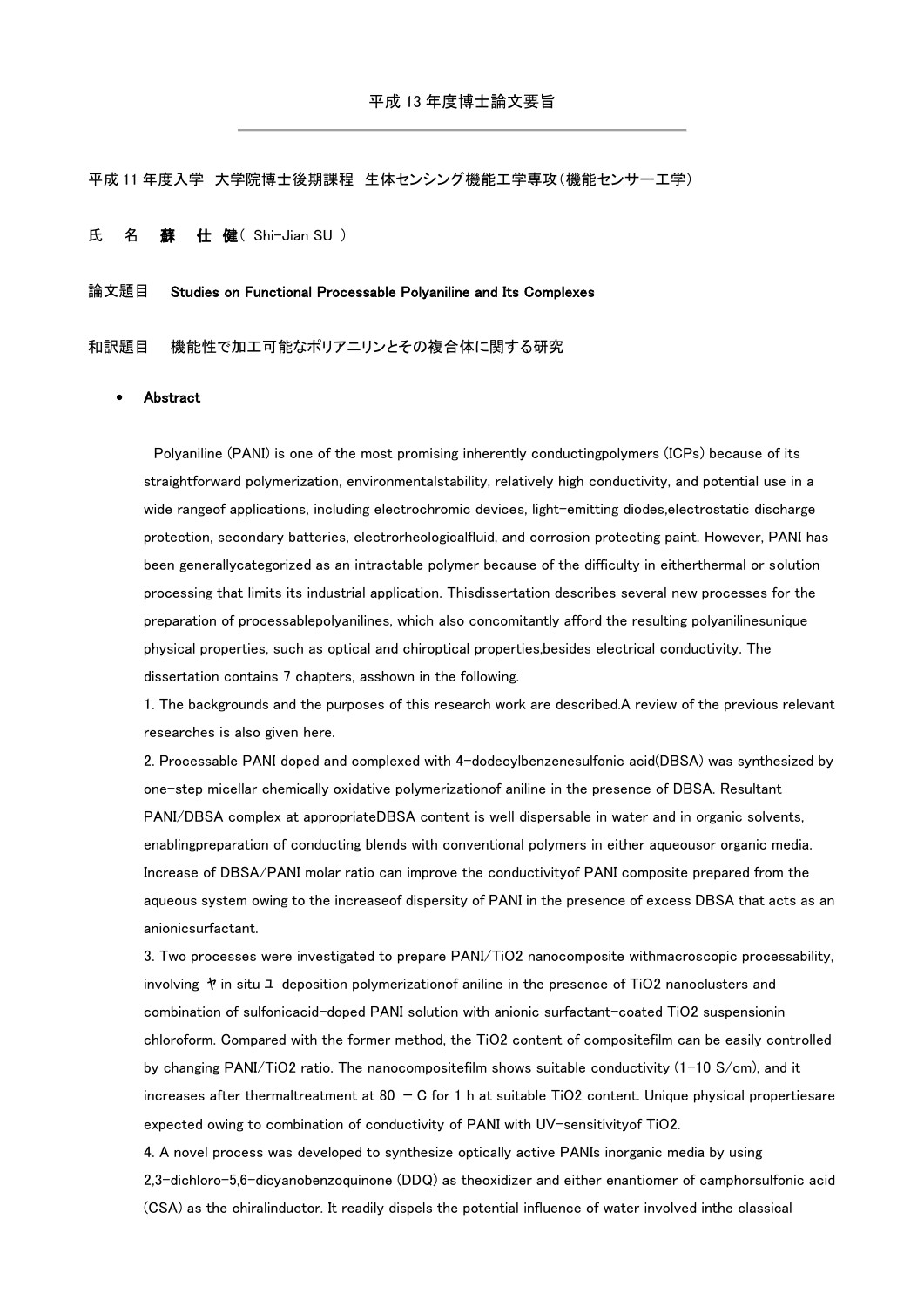# 平成 13 年度博士論文要旨

平成 11 年度入学 大学院博士後期課程 生体センシング機能工学専攻（機能センサー工学）

氏 名 **蘇 仕 健**（ Shi-Jian SU ）

論文題目 **Studies on Functional Processable Polyaniline and Its Complexes**

和訳題目 機能性で加工可能なポリアニリンとその複合体に関する研究

- **Abstract**

Polyaniline (PANI) is one of the most promising inherently conductingpolymers (ICPs) because of its straightforward polymerization, environmentalstability, relatively high conductivity, and potential use in a wide rangeof applications, including electrochromic devices, light-emitting diodes,electrostatic discharge protection, secondary batteries, electrorheologicalfluid, and corrosion protecting paint. However, PANI has been generallycategorized as an intractable polymer because of the difficulty in eitherthermal or solution processing that limits its industrial application. Thisdissertation describes several new processes for the preparation of processablepolyanilines, which also concomitantly afford the resulting polyanilinesunique physical properties, such as optical and chiroptical properties,besides electrical conductivity. The dissertation contains 7 chapters, asshown in the following.

1. The backgrounds and the purposes of this research work are described.A review of the previous relevant researches is also given here.
2. Processable PANI doped and complexed with 4-dodecylbenzenesulfonic acid(DBSA) was synthesized by one-step micellar chemically oxidative polymerizationof aniline in the presence of DBSA. Resultant PANI/DBSA complex at appropriateDBSA content is well dispersable in water and in organic solvents, enablingpreparation of conducting blends with conventional polymers in either aqueousor organic media. Increase of DBSA/PANI molar ratio can improve the conductivityof PANI composite prepared from the aqueous system owing to the increaseof dispersity of PANI in the presence of excess DBSA that acts as an anionicsurfactant.
3. Two processes were investigated to prepare PANI/$TiO_2$ nanocomposite withmacroscopic processability, involving ヤ in situ ユ deposition polymerizationof aniline in the presence of $TiO_2$ nanoclusters and combination of sulfonicacid-doped PANI solution with anionic surfactant-coated $TiO_2$ suspensionin chloroform. Compared with the former method, the $TiO_2$ content of compositefilm can be easily controlled by changing PANI/$TiO_2$ ratio. The nanocompositefilm shows suitable conductivity (1-10 S/cm), and it increases after thermaltreatment at 80 − C for 1 h at suitable $TiO_2$ content. Unique physical propertiesare expected owing to combination of conductivity of PANI with UV-sensitivityof $TiO_2$.
4. A novel process was developed to synthesize optically active PANIs inorganic media by using 2,3-dichloro-5,6-dicyanobenzoquinone (DDQ) as theoxidizer and either enantiomer of camphorsulfonic acid (CSA) as the chiralinductor. It readily dispels the potential influence of water involved inthe classical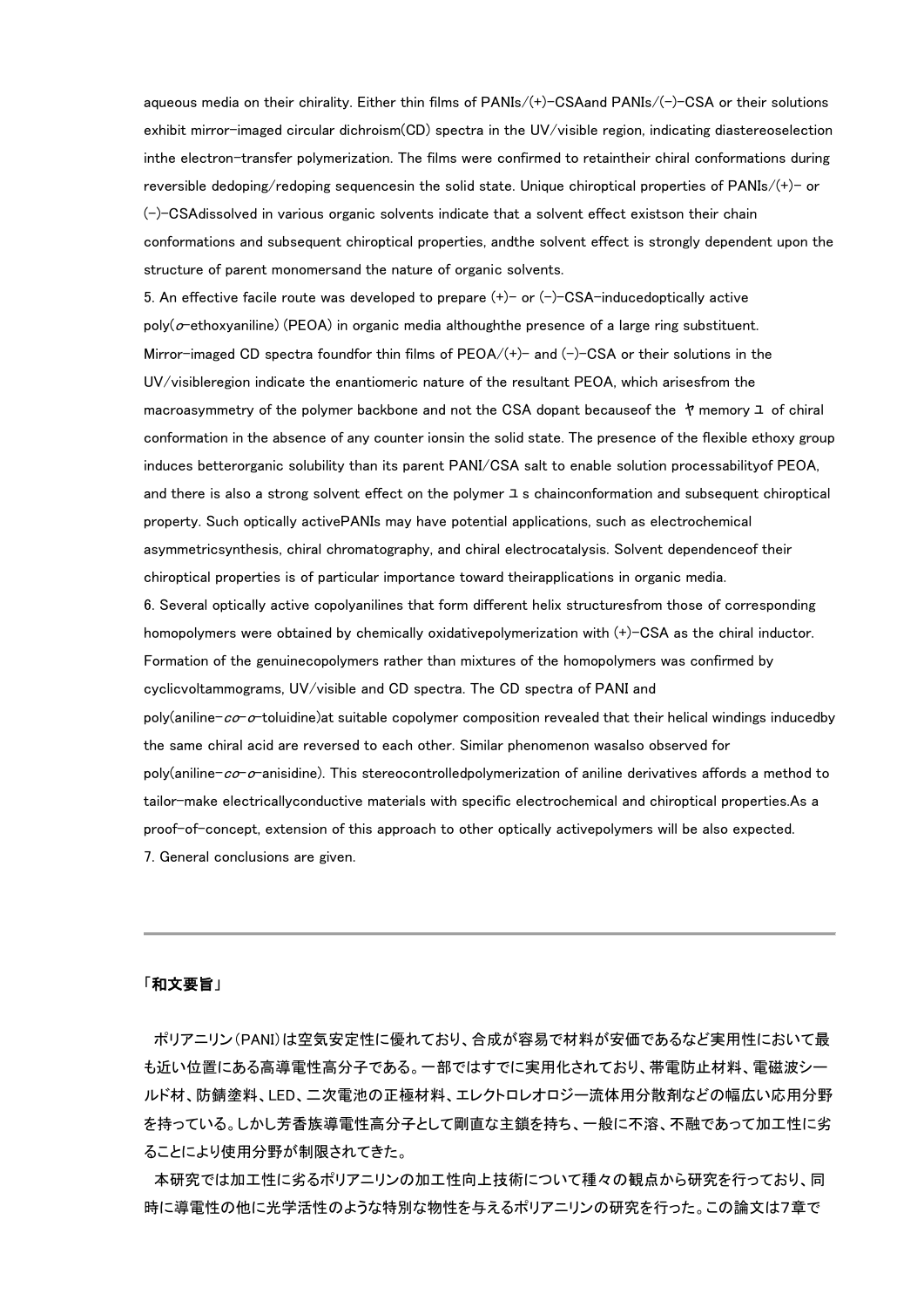aqueous media on their chirality. Either thin films of PANIs/(+)-CSAand PANIs/(-)-CSA or their solutions exhibit mirror-imaged circular dichroism(CD) spectra in the UV/visible region, indicating diastereoselection inthe electron-transfer polymerization. The films were confirmed to retaintheir chiral conformations during reversible dedoping/redoping sequencesin the solid state. Unique chiroptical properties of PANIs/(+)- or (-)-CSAdissolved in various organic solvents indicate that a solvent effect existson their chain conformations and subsequent chiroptical properties, andthe solvent effect is strongly dependent upon the structure of parent monomersand the nature of organic solvents.

5. An effective facile route was developed to prepare (+)- or (-)-CSA-inducedoptically active poly(*o*-ethoxyaniline) (PEOA) in organic media althoughthe presence of a large ring substituent. Mirror-imaged CD spectra foundfor thin films of PEOA/(+)- and (-)-CSA or their solutions in the UV/visibleregion indicate the enantiomeric nature of the resultant PEOA, which arisesfrom the macroasymmetry of the polymer backbone and not the CSA dopant becauseof the ヤ memory ユ of chiral conformation in the absence of any counter ionsin the solid state. The presence of the flexible ethoxy group induces betterorganic solubility than its parent PANI/CSA salt to enable solution processabilityof PEOA, and there is also a strong solvent effect on the polymer ユ s chainconformation and subsequent chiroptical property. Such optically activePANIs may have potential applications, such as electrochemical asymmetricsynthesis, chiral chromatography, and chiral electrocatalysis. Solvent dependenceof their chiroptical properties is of particular importance toward theirapplications in organic media.

6. Several optically active copolyanilines that form different helix structuresfrom those of corresponding homopolymers were obtained by chemically oxidativepolymerization with (+)-CSA as the chiral inductor. Formation of the genuinecopolymers rather than mixtures of the homopolymers was confirmed by cyclicvoltammograms, UV/visible and CD spectra. The CD spectra of PANI and poly(aniline-*co*-*o*-toluidine)at suitable copolymer composition revealed that their helical windings inducedby the same chiral acid are reversed to each other. Similar phenomenon wasalso observed for poly(aniline-*co*-*o*-anisidine). This stereocontrolledpolymerization of aniline derivatives affords a method to tailor-make electricallyconductive materials with specific electrochemical and chiroptical properties.As a proof-of-concept, extension of this approach to other optically activepolymers will be also expected.

7. General conclusions are given.

---

**「和文要旨」**

ポリアニリン(PANI)は空気安定性に優れており、合成が容易で材料が安価であるなど実用性において最も近い位置にある高導電性高分子である。一部ではすでに実用化されており、帯電防止材料、電磁波シールド材、防錆塗料、LED、二次電池の正極材料、エレクトロレオロジー流体用分散剤などの幅広い応用分野を持っている。しかし芳香族導電性高分子として剛直な主鎖を持ち、一般に不溶、不融であって加工性に劣ることにより使用分野が制限されてきた。

本研究では加工性に劣るポリアニリンの加工性向上技術について種々の観点から研究を行っており、同時に導電性の他に光学活性のような特別な物性を与えるポリアニリンの研究を行った。この論文は7章で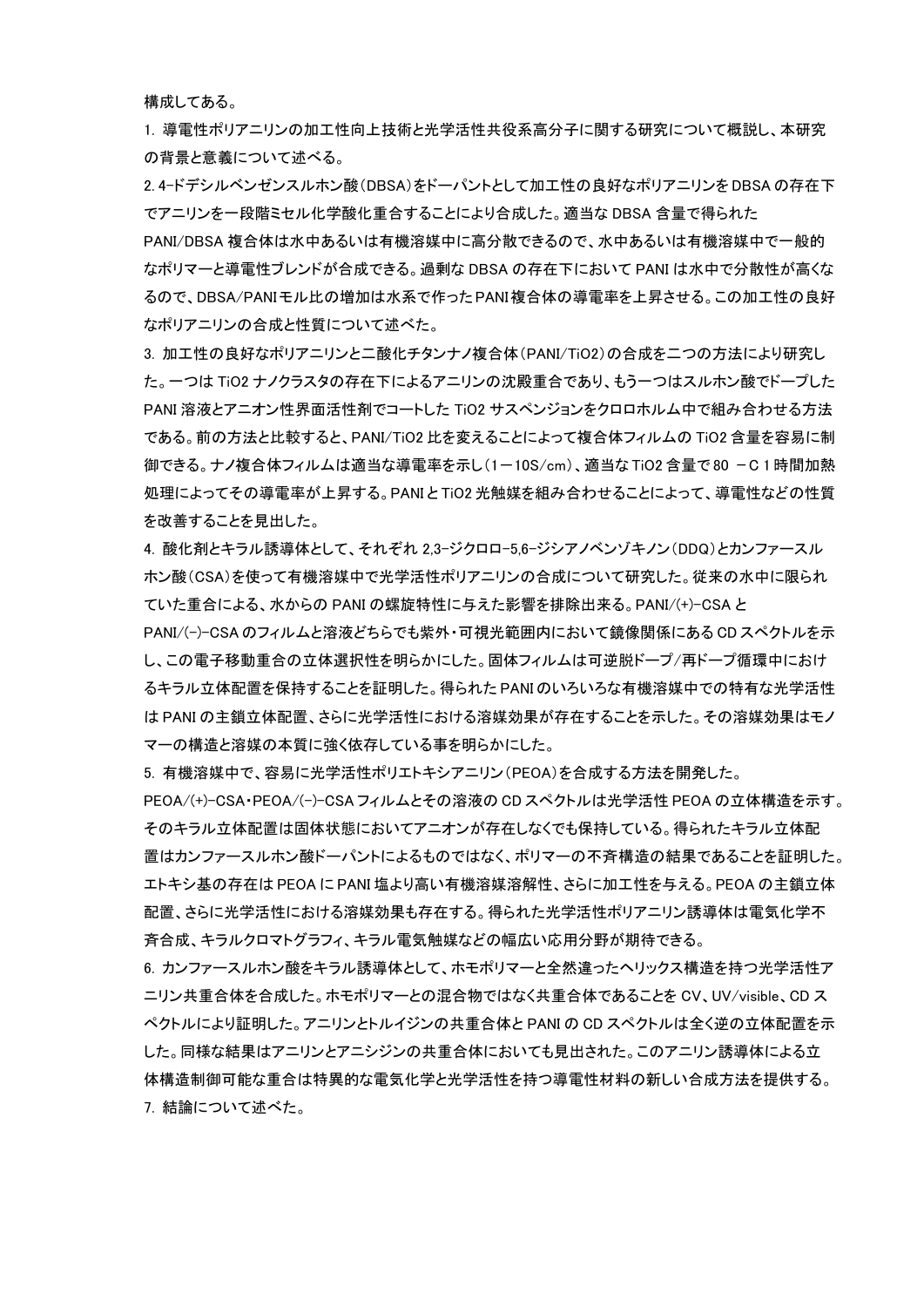構成してある。

1. 導電性ポリアニリンの加工性向上技術と光学活性共役系高分子に関する研究について概説し、本研究の背景と意義について述べる。

2. 4-ドデシルベンゼンスルホン酸(DBSA)をドーパントとして加工性の良好なポリアニリンを DBSA の存在下でアニリンを一段階ミセル化学酸化重合することにより合成した。適当な DBSA 含量で得られた PANI/DBSA 複合体は水中あるいは有機溶媒中に高分散できるので、水中あるいは有機溶媒中で一般的なポリマーと導電性ブレンドが合成できる。過剰な DBSA の存在下において PANI は水中で分散性が高くなるので、DBSA/PANI モル比の増加は水系で作った PANI 複合体の導電率を上昇させる。この加工性の良好なポリアニリンの合成と性質について述べた。

3. 加工性の良好なポリアニリンと二酸化チタンナノ複合体(PANI/$TiO_2$)の合成を二つの方法により研究した。一つは $TiO_2$ ナノクラスタの存在下によるアニリンの沈殿重合であり、もう一つはスルホン酸でドープした PANI 溶液とアニオン性界面活性剤でコートした $TiO_2$ サスペンジョンをクロロホルム中で組み合わせる方法である。前の方法と比較すると、PANI/$TiO_2$ 比を変えることによって複合体フィルムの $TiO_2$ 含量を容易に制御できる。ナノ複合体フィルムは適当な導電率を示し(1－10S/cm)、適当な $TiO_2$ 含量で 80 －C 1 時間加熱処理によってその導電率が上昇する。PANI と $TiO_2$ 光触媒を組み合わせることによって、導電性などの性質を改善することを見出した。

4. 酸化剤とキラル誘導体として、それぞれ 2,3-ジクロロ-5,6-ジシアノベンゾキノン(DDQ)とカンファースルホン酸(CSA)を使って有機溶媒中で光学活性ポリアニリンの合成について研究した。従来の水中に限られていた重合による、水からの PANI の螺旋特性に与えた影響を排除出来る。PANI/(+)-CSA と PANI/(-)-CSA のフィルムと溶液どちらでも紫外・可視光範囲内において鏡像関係にある CD スペクトルを示し、この電子移動重合の立体選択性を明らかにした。固体フィルムは可逆脱ドープ/再ドープ循環中におけるキラル立体配置を保持することを証明した。得られた PANI のいろいろな有機溶媒中での特有な光学活性は PANI の主鎖立体配置、さらに光学活性における溶媒効果が存在することを示した。その溶媒効果はモノマーの構造と溶媒の本質に強く依存している事を明らかにした。

5. 有機溶媒中で、容易に光学活性ポリエトキシアニリン(PEOA)を合成する方法を開発した。PEOA/(+)-CSA・PEOA/(-)-CSA フィルムとその溶液の CD スペクトルは光学活性 PEOA の立体構造を示す。そのキラル立体配置は固体状態においてアニオンが存在しなくても保持している。得られたキラル立体配置はカンファースルホン酸ドーパントによるものではなく、ポリマーの不斉構造の結果であることを証明した。エトキシ基の存在は PEOA に PANI 塩より高い有機溶媒溶解性、さらに加工性を与える。PEOA の主鎖立体配置、さらに光学活性における溶媒効果も存在する。得られた光学活性ポリアニリン誘導体は電気化学不斉合成、キラルクロマトグラフィ、キラル電気触媒などの幅広い応用分野が期待できる。

6. カンファースルホン酸をキラル誘導体として、ホモポリマーと全然違ったヘリックス構造を持つ光学活性アニリン共重合体を合成した。ホモポリマーとの混合物ではなく共重合体であることを CV、UV/visible、CD スペクトルにより証明した。アニリンとトルイジンの共重合体と PANI の CD スペクトルは全くの逆の立体配置を示した。同様な結果はアニリンとアニシジンの共重合体においても見出された。このアニリン誘導体による立体構造制御可能な重合は特異的な電気化学と光学活性を持つ導電性材料の新しい合成方法を提供する。

7. 結論について述べた。